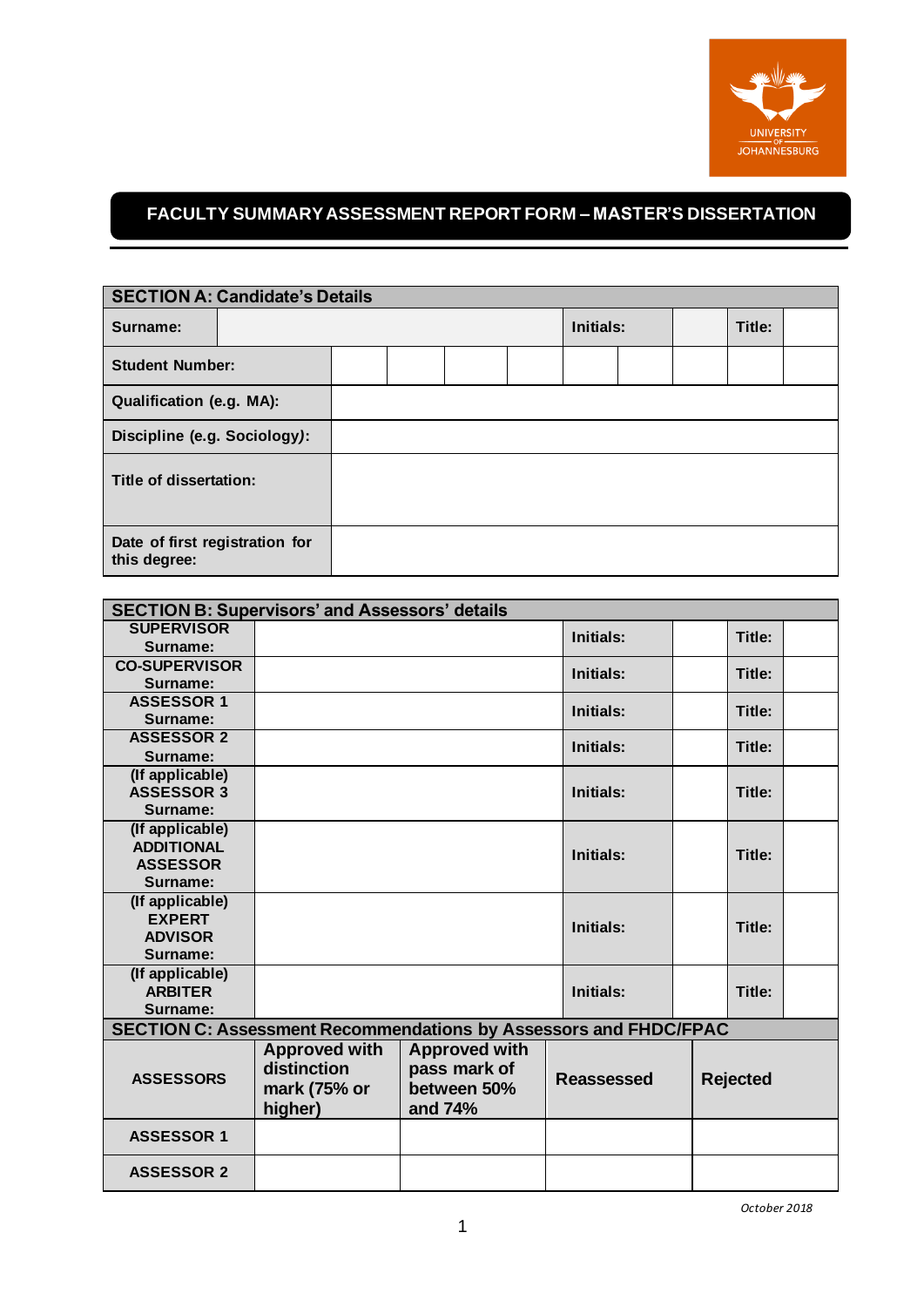# FACULTY SUMMARY ASSESSMENT REPORT FORM – MASTER'S DISSERTATION

| SECTION A: Candidate's Details | | | | | | | | | |
|---|---|---|---|---|---|---|---|---|---|
| **Surname:** | | | | | **Initials:** | | | **Title:** | |
| **Student Number:** | | | | | | | | | |
| **Qualification (e.g. MA):** | | | | | | | | | |
| **Discipline (e.g. Sociology):** | | | | | | | | | |
| **Title of dissertation:** | | | | | | | | | |
| **Date of first registration for this degree:** | | | | | | | | | |

| SECTION B: Supervisors' and Assessors' details | | | | | |
|---|---|---|---|---|---|
| **SUPERVISOR Surname:** | | **Initials:** | | **Title:** | |
| **CO-SUPERVISOR Surname:** | | **Initials:** | | **Title:** | |
| **ASSESSOR 1 Surname:** | | **Initials:** | | **Title:** | |
| **ASSESSOR 2 Surname:** | | **Initials:** | | **Title:** | |
| **(If applicable) ASSESSOR 3 Surname:** | | **Initials:** | | **Title:** | |
| **(If applicable) ADDITIONAL ASSESSOR Surname:** | | **Initials:** | | **Title:** | |
| **(If applicable) EXPERT ADVISOR Surname:** | | **Initials:** | | **Title:** | |
| **(If applicable) ARBITER Surname:** | | **Initials:** | | **Title:** | |

| SECTION C: Assessment Recommendations by Assessors and FHDC/FPAC | | | | |
|---|---|---|---|---|
| **ASSESSORS** | **Approved with distinction mark (75% or higher)** | **Approved with pass mark of between 50% and 74%** | **Reassessed** | **Rejected** |
| **ASSESSOR 1** | | | | |
| **ASSESSOR 2** | | | | |

*October 2018*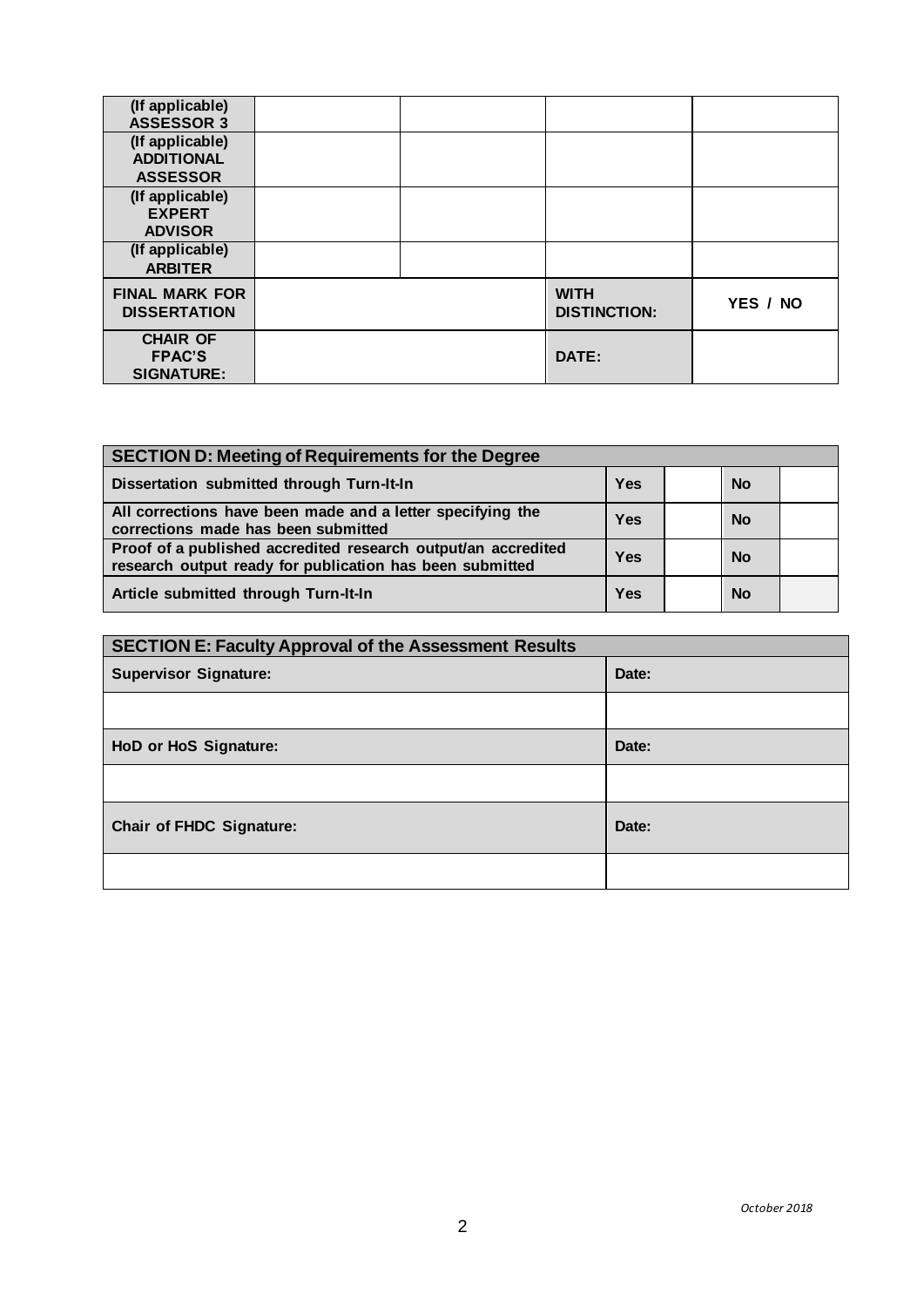| | | | | |
|---|---|---|---|---|
| (If applicable) **ASSESSOR 3** | | | | |
| (If applicable) **ADDITIONAL ASSESSOR** | | | | |
| (If applicable) **EXPERT ADVISOR** | | | | |
| (If applicable) **ARBITER** | | | | |
| **FINAL MARK FOR DISSERTATION** | | | **WITH DISTINCTION:** | **YES / NO** |
| **CHAIR OF FPAC'S SIGNATURE:** | | | **DATE:** | |

| **SECTION D: Meeting of Requirements for the Degree** | | | | |
|---|---|---|---|---|
| **Dissertation submitted through Turn-It-In** | **Yes** | | **No** | |
| **All corrections have been made and a letter specifying the corrections made has been submitted** | **Yes** | | **No** | |
| **Proof of a published accredited research output/an accredited research output ready for publication has been submitted** | **Yes** | | **No** | |
| **Article submitted through Turn-It-In** | **Yes** | | **No** | |

| **SECTION E: Faculty Approval of the Assessment Results** | |
|---|---|
| **Supervisor Signature:** | **Date:** |
| | |
| **HoD or HoS Signature:** | **Date:** |
| | |
| **Chair of FHDC Signature:** | **Date:** |
| | |

*October 2018*